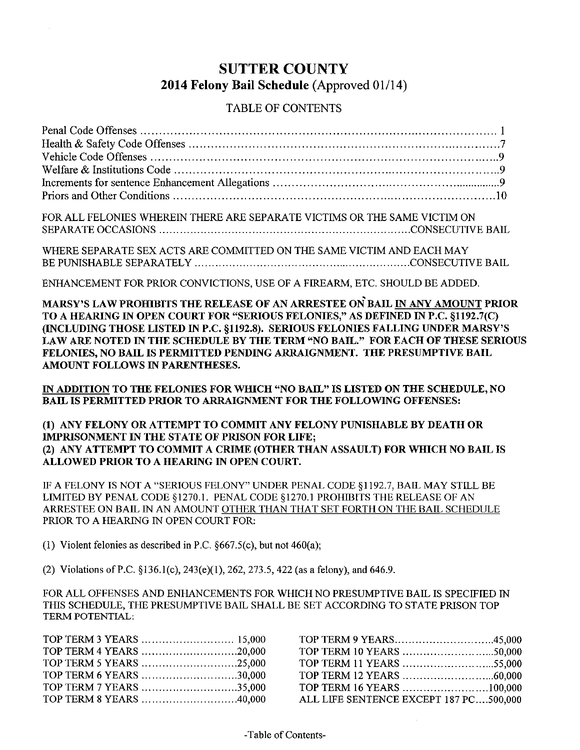# SUTTER COUNTY

## 2014 Felony Bail Schedule (Approved 01/14)

TABLE OF CONTENTS

| | |
|---|---|
| Penal Code Offenses | 1 |
| Health & Safety Code Offenses | 7 |
| Vehicle Code Offenses | 9 |
| Welfare & Institutions Code | 9 |
| Increments for sentence Enhancement Allegations | 9 |
| Priors and Other Conditions | 10 |

FOR ALL FELONIES WHEREIN THERE ARE SEPARATE VICTIMS OR THE SAME VICTIM ON SEPARATE OCCASIONS ........ CONSECUTIVE BAIL

WHERE SEPARATE SEX ACTS ARE COMMITTED ON THE SAME VICTIM AND EACH MAY BE PUNISHABLE SEPARATELY ........ CONSECUTIVE BAIL

ENHANCEMENT FOR PRIOR CONVICTIONS, USE OF A FIREARM, ETC. SHOULD BE ADDED.

**MARSY'S LAW PROHIBITS THE RELEASE OF AN ARRESTEE ON BAIL <u>IN ANY AMOUNT</u> PRIOR TO A HEARING IN OPEN COURT FOR "SERIOUS FELONIES," AS DEFINED IN P.C. §1192.7(C) (INCLUDING THOSE LISTED IN P.C. §1192.8). SERIOUS FELONIES FALLING UNDER MARSY'S LAW ARE NOTED IN THE SCHEDULE BY THE TERM "NO BAIL." FOR EACH OF THESE SERIOUS FELONIES, NO BAIL IS PERMITTED PENDING ARRAIGNMENT. THE PRESUMPTIVE BAIL AMOUNT FOLLOWS IN PARENTHESES.**

**<u>IN ADDITION</u> TO THE FELONIES FOR WHICH "NO BAIL" IS LISTED ON THE SCHEDULE, NO BAIL IS PERMITTED PRIOR TO ARRAIGNMENT FOR THE FOLLOWING OFFENSES:**

**(1) ANY FELONY OR ATTEMPT TO COMMIT ANY FELONY PUNISHABLE BY DEATH OR IMPRISONMENT IN THE STATE OF PRISON FOR LIFE;**
**(2) ANY ATTEMPT TO COMMIT A CRIME (OTHER THAN ASSAULT) FOR WHICH NO BAIL IS ALLOWED PRIOR TO A HEARING IN OPEN COURT.**

IF A FELONY IS NOT A "SERIOUS FELONY" UNDER PENAL CODE §1192.7, BAIL MAY STILL BE LIMITED BY PENAL CODE §1270.1. PENAL CODE §1270.1 PROHIBITS THE RELEASE OF AN ARRESTEE ON BAIL IN AN AMOUNT <u>OTHER THAN THAT SET FORTH ON THE BAIL SCHEDULE</u> PRIOR TO A HEARING IN OPEN COURT FOR:

(1) Violent felonies as described in P.C. §667.5(c), but not 460(a);

(2) Violations of P.C. §136.1(c), 243(e)(1), 262, 273.5, 422 (as a felony), and 646.9.

FOR ALL OFFENSES AND ENHANCEMENTS FOR WHICH NO PRESUMPTIVE BAIL IS SPECIFIED IN THIS SCHEDULE, THE PRESUMPTIVE BAIL SHALL BE SET ACCORDING TO STATE PRISON TOP TERM POTENTIAL:

| | |
|---|---|
| TOP TERM 3 YEARS | 15,000 |
| TOP TERM 4 YEARS | 20,000 |
| TOP TERM 5 YEARS | 25,000 |
| TOP TERM 6 YEARS | 30,000 |
| TOP TERM 7 YEARS | 35,000 |
| TOP TERM 8 YEARS | 40,000 |
| TOP TERM 9 YEARS | 45,000 |
| TOP TERM 10 YEARS | 50,000 |
| TOP TERM 11 YEARS | 55,000 |
| TOP TERM 12 YEARS | 60,000 |
| TOP TERM 16 YEARS | 100,000 |
| ALL LIFE SENTENCE EXCEPT 187 PC | 500,000 |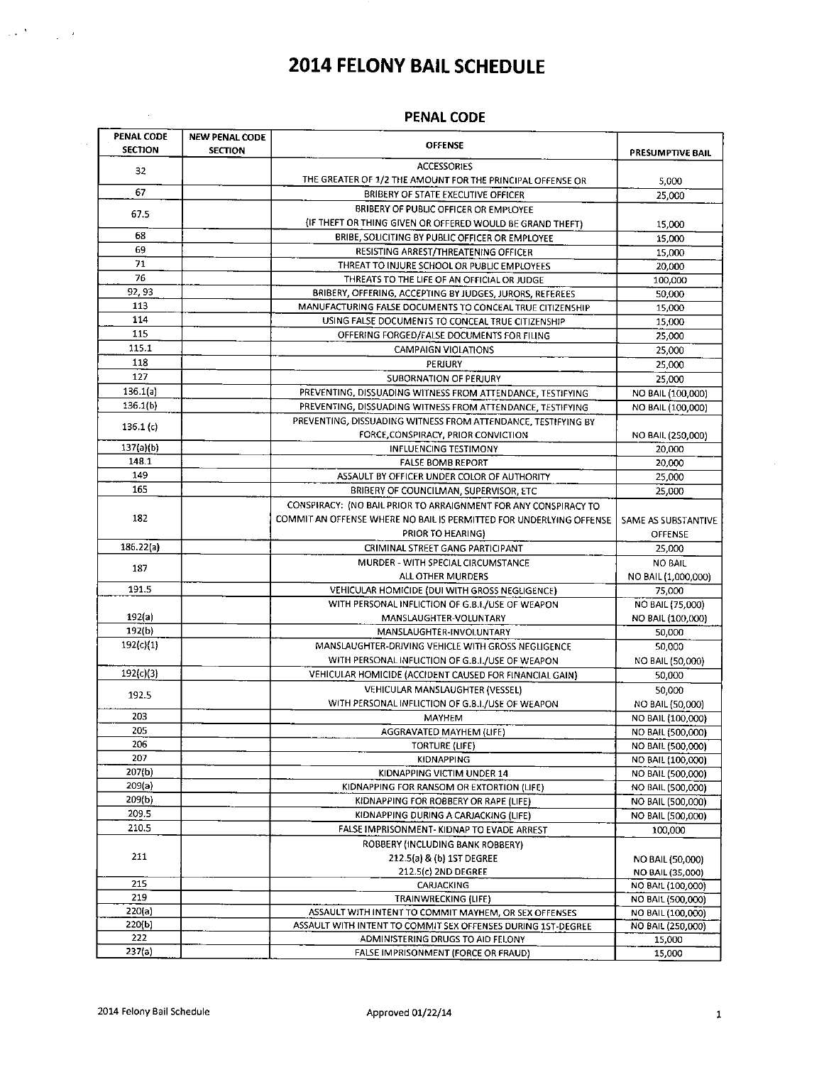# 2014 FELONY BAIL SCHEDULE

## PENAL CODE

| PENAL CODE SECTION | NEW PENAL CODE SECTION | OFFENSE | PRESUMPTIVE BAIL |
|---|---|---|---|
| 32 | | ACCESSORIES<br>THE GREATER OF 1/2 THE AMOUNT FOR THE PRINCIPAL OFFENSE OR | 5,000 |
| 67 | | BRIBERY OF STATE EXECUTIVE OFFICER | 25,000 |
| 67.5 | | BRIBERY OF PUBLIC OFFICER OR EMPLOYEE<br>(IF THEFT OR THING GIVEN OR OFFERED WOULD BE GRAND THEFT) | 15,000 |
| 68 | | BRIBE, SOLICITING BY PUBLIC OFFICER OR EMPLOYEE | 15,000 |
| 69 | | RESISTING ARREST/THREATENING OFFICER | 15,000 |
| 71 | | THREAT TO INJURE SCHOOL OR PUBLIC EMPLOYEES | 20,000 |
| 76 | | THREATS TO THE LIFE OF AN OFFICIAL OR JUDGE | 100,000 |
| 92, 93 | | BRIBERY, OFFERING, ACCEPTING BY JUDGES, JURORS, REFEREES | 50,000 |
| 113 | | MANUFACTURING FALSE DOCUMENTS TO CONCEAL TRUE CITIZENSHIP | 15,000 |
| 114 | | USING FALSE DOCUMENTS TO CONCEAL TRUE CITIZENSHIP | 15,000 |
| 115 | | OFFERING FORGED/FALSE DOCUMENTS FOR FILING | 25,000 |
| 115.1 | | CAMPAIGN VIOLATIONS | 25,000 |
| 118 | | PERJURY | 25,000 |
| 127 | | SUBORNATION OF PERJURY | 25,000 |
| 136.1(a) | | PREVENTING, DISSUADING WITNESS FROM ATTENDANCE, TESTIFYING | NO BAIL (100,000) |
| 136.1(b) | | PREVENTING, DISSUADING WITNESS FROM ATTENDANCE, TESTIFYING | NO BAIL (100,000) |
| 136.1 (c) | | PREVENTING, DISSUADING WITNESS FROM ATTENDANCE, TESTIFYING BY FORCE,CONSPIRACY, PRIOR CONVICTION | NO BAIL (250,000) |
| 137(a)(b) | | INFLUENCING TESTIMONY | 20,000 |
| 148.1 | | FALSE BOMB REPORT | 20,000 |
| 149 | | ASSAULT BY OFFICER UNDER COLOR OF AUTHORITY | 25,000 |
| 165 | | BRIBERY OF COUNCILMAN, SUPERVISOR, ETC | 25,000 |
| 182 | | CONSPIRACY: (NO BAIL PRIOR TO ARRAIGNMENT FOR ANY CONSPIRACY TO COMMIT AN OFFENSE WHERE NO BAIL IS PERMITTED FOR UNDERLYING OFFENSE PRIOR TO HEARING) | SAME AS SUBSTANTIVE OFFENSE |
| 186.22(a) | | CRIMINAL STREET GANG PARTICIPANT | 25,000 |
| 187 | | MURDER - WITH SPECIAL CIRCUMSTANCE<br>ALL OTHER MURDERS | NO BAIL<br>NO BAIL (1,000,000) |
| 191.5 | | VEHICULAR HOMICIDE (DUI WITH GROSS NEGLIGENCE)<br>WITH PERSONAL INFLICTION OF G.B.I./USE OF WEAPON | 75,000<br>NO BAIL (75,000) |
| 192(a) | | MANSLAUGHTER-VOLUNTARY | NO BAIL (100,000) |
| 192(b) | | MANSLAUGHTER-INVOLUNTARY | 50,000 |
| 192(c)(1) | | MANSLAUGHTER-DRIVING VEHICLE WITH GROSS NEGLIGENCE<br>WITH PERSONAL INFLICTION OF G.B.I./USE OF WEAPON | 50,000<br>NO BAIL (50,000) |
| 192(c)(3) | | VEHICULAR HOMICIDE (ACCIDENT CAUSED FOR FINANCIAL GAIN) | 50,000 |
| 192.5 | | VEHICULAR MANSLAUGHTER (VESSEL)<br>WITH PERSONAL INFLICTION OF G.B.I./USE OF WEAPON | 50,000<br>NO BAIL (50,000) |
| 203 | | MAYHEM | NO BAIL (100,000) |
| 205 | | AGGRAVATED MAYHEM (LIFE) | NO BAIL (500,000) |
| 206 | | TORTURE (LIFE) | NO BAIL (500,000) |
| 207 | | KIDNAPPING | NO BAIL (100,000) |
| 207(b) | | KIDNAPPING VICTIM UNDER 14 | NO BAIL (500,000) |
| 209(a) | | KIDNAPPING FOR RANSOM OR EXTORTION (LIFE) | NO BAIL (500,000) |
| 209(b) | | KIDNAPPING FOR ROBBERY OR RAPE (LIFE) | NO BAIL (500,000) |
| 209.5 | | KIDNAPPING DURING A CARJACKING (LIFE) | NO BAIL (500,000) |
| 210.5 | | FALSE IMPRISONMENT- KIDNAP TO EVADE ARREST | 100,000 |
| 211 | | ROBBERY (INCLUDING BANK ROBBERY)<br>212.5(a) & (b) 1ST DEGREE<br>212.5(c) 2ND DEGREE | <br>NO BAIL (50,000)<br>NO BAIL (35,000) |
| 215 | | CARJACKING | NO BAIL (100,000) |
| 219 | | TRAINWRECKING (LIFE) | NO BAIL (500,000) |
| 220(a) | | ASSAULT WITH INTENT TO COMMIT MAYHEM, OR SEX OFFENSES | NO BAIL (100,000) |
| 220(b) | | ASSAULT WITH INTENT TO COMMIT SEX OFFENSES DURING 1ST-DEGREE | NO BAIL (250,000) |
| 222 | | ADMINISTERING DRUGS TO AID FELONY | 15,000 |
| 237(a) | | FALSE IMPRISONMENT (FORCE OR FRAUD) | 15,000 |

2014 Felony Bail Schedule — Approved 01/22/14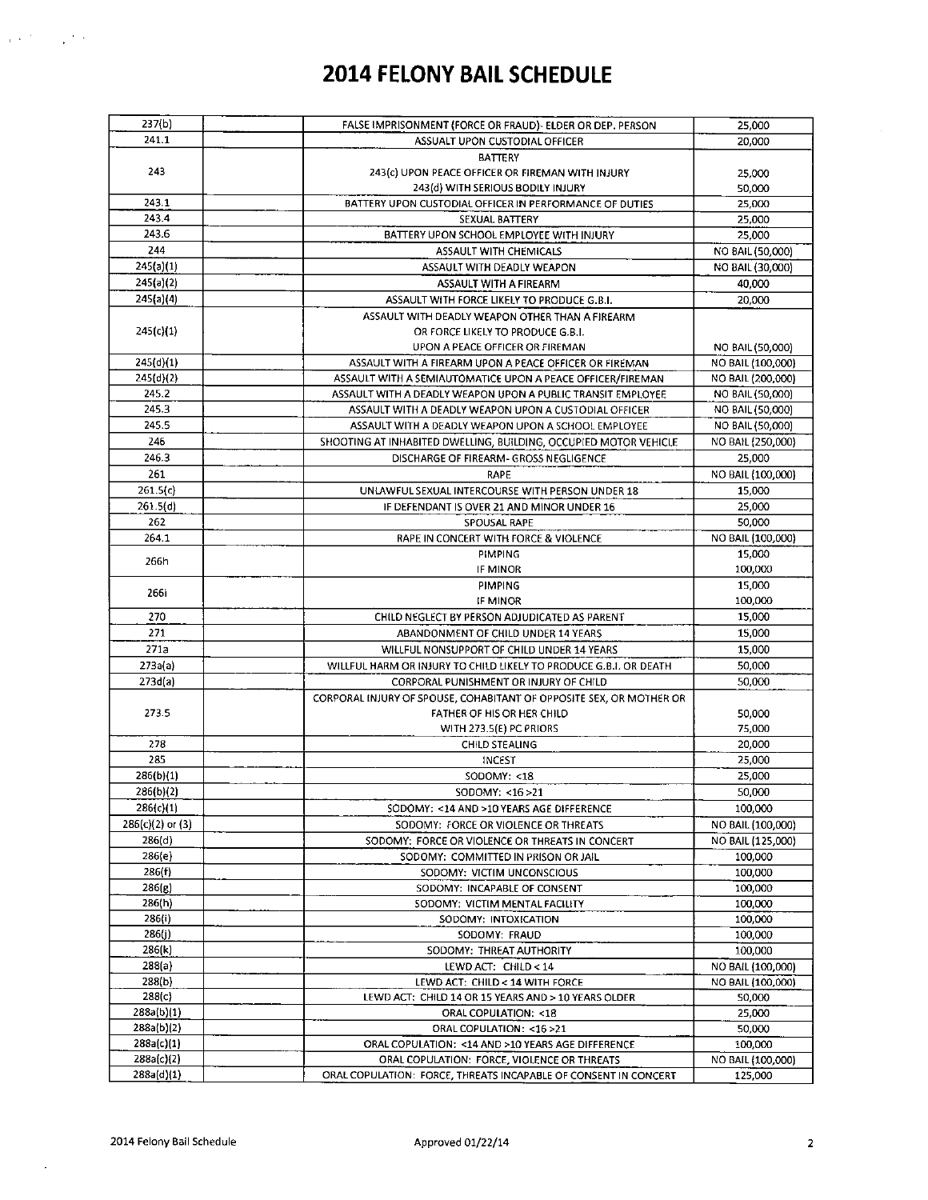# 2014 FELONY BAIL SCHEDULE

| | | | |
|---|---|---|---|
| 237(b) | | FALSE IMPRISONMENT (FORCE OR FRAUD)- ELDER OR DEP. PERSON | 25,000 |
| 241.1 | | ASSAULT UPON CUSTODIAL OFFICER | 20,000 |
| 243 | | BATTERY<br>243(c) UPON PEACE OFFICER OR FIREMAN WITH INJURY<br>243(d) WITH SERIOUS BODILY INJURY | <br>25,000<br>50,000 |
| 243.1 | | BATTERY UPON CUSTODIAL OFFICER IN PERFORMANCE OF DUTIES | 25,000 |
| 243.4 | | SEXUAL BATTERY | 25,000 |
| 243.6 | | BATTERY UPON SCHOOL EMPLOYEE WITH INJURY | 25,000 |
| 244 | | ASSAULT WITH CHEMICALS | NO BAIL (50,000) |
| 245(a)(1) | | ASSAULT WITH DEADLY WEAPON | NO BAIL (30,000) |
| 245(a)(2) | | ASSAULT WITH A FIREARM | 40,000 |
| 245(a)(4) | | ASSAULT WITH FORCE LIKELY TO PRODUCE G.B.I. | 20,000 |
| 245(c)(1) | | ASSAULT WITH DEADLY WEAPON OTHER THAN A FIREARM<br>OR FORCE LIKELY TO PRODUCE G.B.I.<br>UPON A PEACE OFFICER OR FIREMAN | NO BAIL (50,000) |
| 245(d)(1) | | ASSAULT WITH A FIREARM UPON A PEACE OFFICER OR FIREMAN | NO BAIL (100,000) |
| 245(d)(2) | | ASSAULT WITH A SEMIAUTOMATICE UPON A PEACE OFFICER/FIREMAN | NO BAIL (200,000) |
| 245.2 | | ASSAULT WITH A DEADLY WEAPON UPON A PUBLIC TRANSIT EMPLOYEE | NO BAIL (50,000) |
| 245.3 | | ASSAULT WITH A DEADLY WEAPON UPON A CUSTODIAL OFFICER | NO BAIL (50,000) |
| 245.5 | | ASSAULT WITH A DEADLY WEAPON UPON A SCHOOL EMPLOYEE | NO BAIL (50,000) |
| 246 | | SHOOTING AT INHABITED DWELLING, BUILDING, OCCUPIED MOTOR VEHICLE | NO BAIL (250,000) |
| 246.3 | | DISCHARGE OF FIREARM- GROSS NEGLIGENCE | 25,000 |
| 261 | | RAPE | NO BAIL (100,000) |
| 261.5(c) | | UNLAWFUL SEXUAL INTERCOURSE WITH PERSON UNDER 18 | 15,000 |
| 261.5(d) | | IF DEFENDANT IS OVER 21 AND MINOR UNDER 16 | 25,000 |
| 262 | | SPOUSAL RAPE | 50,000 |
| 264.1 | | RAPE IN CONCERT WITH FORCE & VIOLENCE | NO BAIL (100,000) |
| 266h | | PIMPING<br>IF MINOR | 15,000<br>100,000 |
| 266i | | PIMPING<br>IF MINOR | 15,000<br>100,000 |
| 270 | | CHILD NEGLECT BY PERSON ADJUDICATED AS PARENT | 15,000 |
| 271 | | ABANDONMENT OF CHILD UNDER 14 YEARS | 15,000 |
| 271a | | WILLFUL NONSUPPORT OF CHILD UNDER 14 YEARS | 15,000 |
| 273a(a) | | WILLFUL HARM OR INJURY TO CHILD LIKELY TO PRODUCE G.B.I. OR DEATH | 50,000 |
| 273d(a) | | CORPORAL PUNISHMENT OR INJURY OF CHILD | 50,000 |
| 273.5 | | CORPORAL INJURY OF SPOUSE, COHABITANT OF OPPOSITE SEX, OR MOTHER OR<br>FATHER OF HIS OR HER CHILD<br>WITH 273.5(E) PC PRIORS | <br>50,000<br>75,000 |
| 278 | | CHILD STEALING | 20,000 |
| 285 | | INCEST | 25,000 |
| 286(b)(1) | | SODOMY: <18 | 25,000 |
| 286(b)(2) | | SODOMY: <16 >21 | 50,000 |
| 286(c)(1) | | SODOMY: <14 AND >10 YEARS AGE DIFFERENCE | 100,000 |
| 286(c)(2) or (3) | | SODOMY: FORCE OR VIOLENCE OR THREATS | NO BAIL (100,000) |
| 286(d) | | SODOMY: FORCE OR VIOLENCE OR THREATS IN CONCERT | NO BAIL (125,000) |
| 286(e) | | SODOMY: COMMITTED IN PRISON OR JAIL | 100,000 |
| 286(f) | | SODOMY: VICTIM UNCONSCIOUS | 100,000 |
| 286(g) | | SODOMY: INCAPABLE OF CONSENT | 100,000 |
| 286(h) | | SODOMY: VICTIM MENTAL FACILITY | 100,000 |
| 286(i) | | SODOMY: INTOXICATION | 100,000 |
| 286(j) | | SODOMY: FRAUD | 100,000 |
| 286(k) | | SODOMY: THREAT AUTHORITY | 100,000 |
| 288(a) | | LEWD ACT: CHILD < 14 | NO BAIL (100,000) |
| 288(b) | | LEWD ACT: CHILD < 14 WITH FORCE | NO BAIL (100,000) |
| 288(c) | | LEWD ACT: CHILD 14 OR 15 YEARS AND > 10 YEARS OLDER | 50,000 |
| 288a(b)(1) | | ORAL COPULATION: <18 | 25,000 |
| 288a(b)(2) | | ORAL COPULATION: <16 >21 | 50,000 |
| 288a(c)(1) | | ORAL COPULATION: <14 AND >10 YEARS AGE DIFFERENCE | 100,000 |
| 288a(c)(2) | | ORAL COPULATION: FORCE, VIOLENCE OR THREATS | NO BAIL (100,000) |
| 288a(d)(1) | | ORAL COPULATION: FORCE, THREATS INCAPABLE OF CONSENT IN CONCERT | 125,000 |

2014 Felony Bail Schedule Approved 01/22/14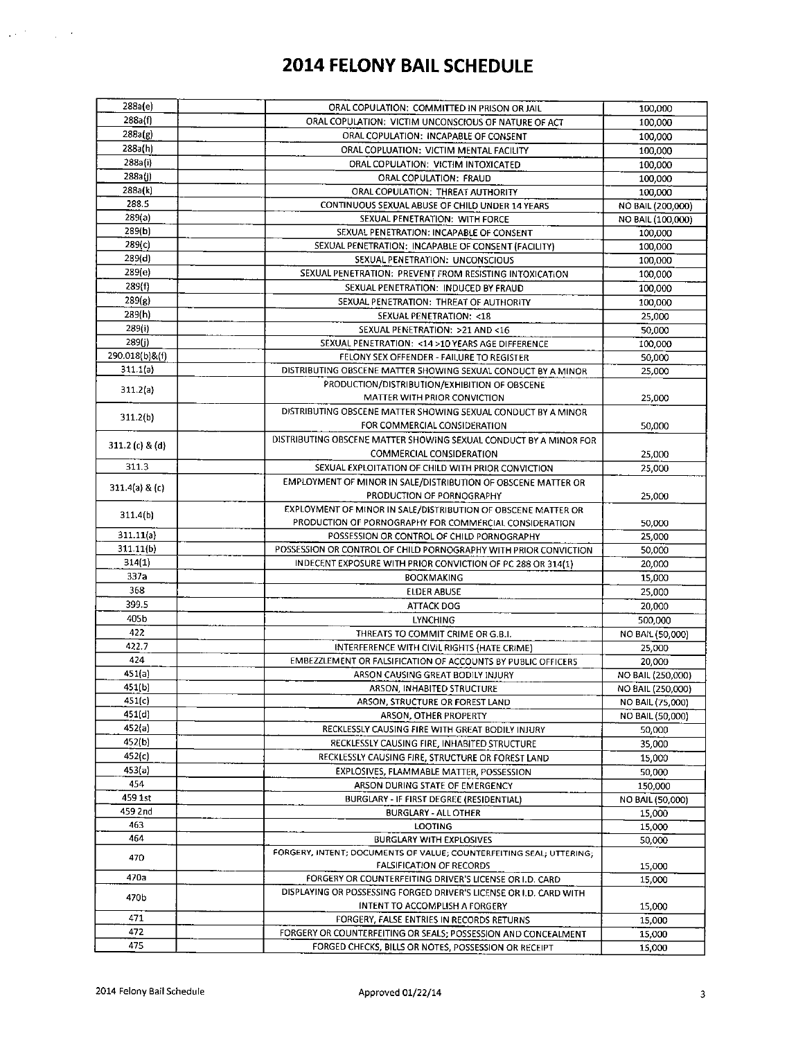# 2014 FELONY BAIL SCHEDULE

| | | | |
|---|---|---|---|
| 288a(e) | | ORAL COPULATION: COMMITTED IN PRISON OR JAIL | 100,000 |
| 288a(f) | | ORAL COPULATION: VICTIM UNCONSCIOUS OF NATURE OF ACT | 100,000 |
| 288a(g) | | ORAL COPULATION: INCAPABLE OF CONSENT | 100,000 |
| 288a(h) | | ORAL COPLUATION: VICTIM MENTAL FACILITY | 100,000 |
| 288a(i) | | ORAL COPULATION: VICTIM INTOXICATED | 100,000 |
| 288a(j) | | ORAL COPULATION: FRAUD | 100,000 |
| 288a(k) | | ORAL COPULATION: THREAT AUTHORITY | 100,000 |
| 288.5 | | CONTINUOUS SEXUAL ABUSE OF CHILD UNDER 14 YEARS | NO BAIL (200,000) |
| 289(a) | | SEXUAL PENETRATION: WITH FORCE | NO BAIL (100,000) |
| 289(b) | | SEXUAL PENETRATION: INCAPABLE OF CONSENT | 100,000 |
| 289(c) | | SEXUAL PENETRATION: INCAPABLE OF CONSENT (FACILITY) | 100,000 |
| 289(d) | | SEXUAL PENETRATION: UNCONSCIOUS | 100,000 |
| 289(e) | | SEXUAL PENETRATION: PREVENT FROM RESISTING INTOXICATION | 100,000 |
| 289(f) | | SEXUAL PENETRATION: INDUCED BY FRAUD | 100,000 |
| 289(g) | | SEXUAL PENETRATION: THREAT OF AUTHORITY | 100,000 |
| 289(h) | | SEXUAL PENETRATION: <18 | 25,000 |
| 289(i) | | SEXUAL PENETRATION: >21 AND <16 | 50,000 |
| 289(j) | | SEXUAL PENETRATION: <14 >10 YEARS AGE DIFFERENCE | 100,000 |
| 290.018(b)&(f) | | FELONY SEX OFFENDER - FAILURE TO REGISTER | 50,000 |
| 311.1(a) | | DISTRIBUTING OBSCENE MATTER SHOWING SEXUAL CONDUCT BY A MINOR | 25,000 |
| 311.2(a) | | PRODUCTION/DISTRIBUTION/EXHIBITION OF OBSCENE MATTER WITH PRIOR CONVICTION | 25,000 |
| 311.2(b) | | DISTRIBUTING OBSCENE MATTER SHOWING SEXUAL CONDUCT BY A MINOR FOR COMMERCIAL CONSIDERATION | 50,000 |
| 311.2 (c) & (d) | | DISTRIBUTING OBSCENE MATTER SHOWING SEXUAL CONDUCT BY A MINOR FOR COMMERCIAL CONSIDERATION | 25,000 |
| 311.3 | | SEXUAL EXPLOITATION OF CHILD WITH PRIOR CONVICTION | 25,000 |
| 311.4(a) & (c) | | EMPLOYMENT OF MINOR IN SALE/DISTRIBUTION OF OBSCENE MATTER OR PRODUCTION OF PORNOGRAPHY | 25,000 |
| 311.4(b) | | EXPLOYMENT OF MINOR IN SALE/DISTRIBUTION OF OBSCENE MATTER OR PRODUCTION OF PORNOGRAPHY FOR COMMERCIAL CONSIDERATION | 50,000 |
| 311.11(a) | | POSSESSION OR CONTROL OF CHILD PORNOGRAPHY | 25,000 |
| 311.11(b) | | POSSESSION OR CONTROL OF CHILD PORNOGRAPHY WITH PRIOR CONVICTION | 50,000 |
| 314(1) | | INDECENT EXPOSURE WITH PRIOR CONVICTION OF PC 288 OR 314(1) | 20,000 |
| 337a | | BOOKMAKING | 15,000 |
| 368 | | ELDER ABUSE | 25,000 |
| 399.5 | | ATTACK DOG | 20,000 |
| 405b | | LYNCHING | 500,000 |
| 422 | | THREATS TO COMMIT CRIME OR G.B.I. | NO BAIL (50,000) |
| 422.7 | | INTERFERENCE WITH CIVIL RIGHTS (HATE CRIME) | 25,000 |
| 424 | | EMBEZZLEMENT OR FALSIFICATION OF ACCOUNTS BY PUBLIC OFFICERS | 20,000 |
| 451(a) | | ARSON CAUSING GREAT BODILY INJURY | NO BAIL (250,000) |
| 451(b) | | ARSON, INHABITED STRUCTURE | NO BAIL (250,000) |
| 451(c) | | ARSON, STRUCTURE OR FOREST LAND | NO BAIL (75,000) |
| 451(d) | | ARSON, OTHER PROPERTY | NO BAIL (50,000) |
| 452(a) | | RECKLESSLY CAUSING FIRE WITH GREAT BODILY INJURY | 50,000 |
| 452(b) | | RECKLESSLY CAUSING FIRE, INHABITED STRUCTURE | 35,000 |
| 452(c) | | RECKLESSLY CAUSING FIRE, STRUCTURE OR FOREST LAND | 15,000 |
| 453(a) | | EXPLOSIVES, FLAMMABLE MATTER, POSSESSION | 50,000 |
| 454 | | ARSON DURING STATE OF EMERGENCY | 150,000 |
| 459 1st | | BURGLARY - IF FIRST DEGREE (RESIDENTIAL) | NO BAIL (50,000) |
| 459 2nd | | BURGLARY - ALL OTHER | 15,000 |
| 463 | | LOOTING | 15,000 |
| 464 | | BURGLARY WITH EXPLOSIVES | 50,000 |
| 470 | | FORGERY, INTENT; DOCUMENTS OF VALUE; COUNTERFEITING SEAL; UTTERING; FALSIFICATION OF RECORDS | 15,000 |
| 470a | | FORGERY OR COUNTERFEITING DRIVER'S LICENSE OR I.D. CARD | 15,000 |
| 470b | | DISPLAYING OR POSSESSING FORGED DRIVER'S LICENSE OR I.D. CARD WITH INTENT TO ACCOMPLISH A FORGERY | 15,000 |
| 471 | | FORGERY, FALSE ENTRIES IN RECORDS RETURNS | 15,000 |
| 472 | | FORGERY OR COUNTERFEITING OR SEALS; POSSESSION AND CONCEALMENT | 15,000 |
| 475 | | FORGED CHECKS, BILLS OR NOTES, POSSESSION OR RECEIPT | 15,000 |

2014 Felony Bail Schedule — Approved 01/22/14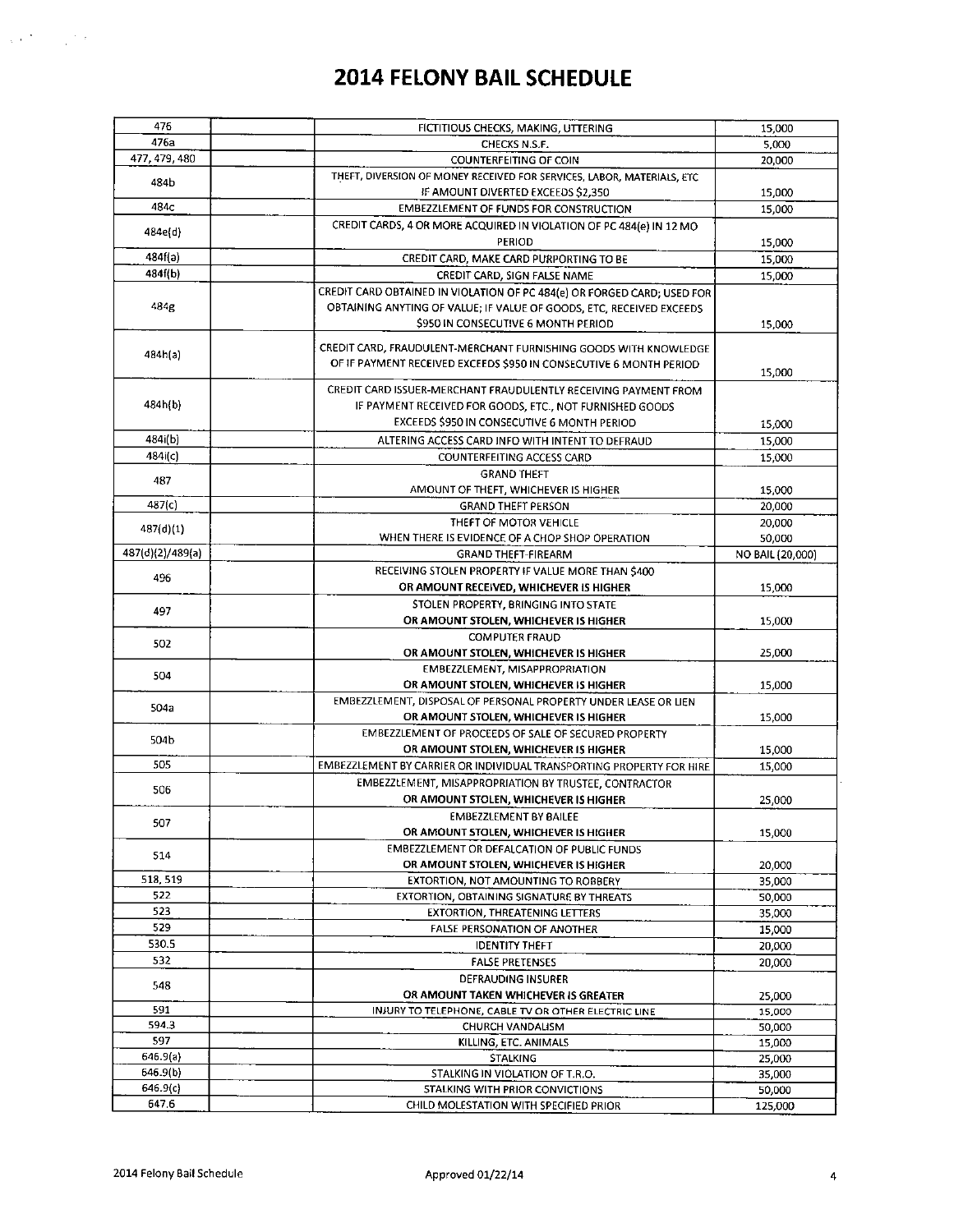# 2014 FELONY BAIL SCHEDULE

| | | | |
|---|---|---|---|
| 476 | | FICTITIOUS CHECKS, MAKING, UTTERING | 15,000 |
| 476a | | CHECKS N.S.F. | 5,000 |
| 477, 479, 480 | | COUNTERFEITING OF COIN | 20,000 |
| 484b | | THEFT, DIVERSION OF MONEY RECEIVED FOR SERVICES, LABOR, MATERIALS, ETC IF AMOUNT DIVERTED EXCEEDS $2,350 | 15,000 |
| 484c | | EMBEZZLEMENT OF FUNDS FOR CONSTRUCTION | 15,000 |
| 484e(d) | | CREDIT CARDS, 4 OR MORE ACQUIRED IN VIOLATION OF PC 484(e) IN 12 MO PERIOD | 15,000 |
| 484f(a) | | CREDIT CARD, MAKE CARD PURPORTING TO BE | 15,000 |
| 484f(b) | | CREDIT CARD, SIGN FALSE NAME | 15,000 |
| 484g | | CREDIT CARD OBTAINED IN VIOLATION OF PC 484(e) OR FORGED CARD; USED FOR OBTAINING ANYTING OF VALUE; IF VALUE OF GOODS, ETC, RECEIVED EXCEEDS $950 IN CONSECUTIVE 6 MONTH PERIOD | 15,000 |
| 484h(a) | | CREDIT CARD, FRAUDULENT-MERCHANT FURNISHING GOODS WITH KNOWLEDGE OF IF PAYMENT RECEIVED EXCEEDS $950 IN CONSECUTIVE 6 MONTH PERIOD | 15,000 |
| 484h(b) | | CREDIT CARD ISSUER-MERCHANT FRAUDULENTLY RECEIVING PAYMENT FROM IF PAYMENT RECEIVED FOR GOODS, ETC., NOT FURNISHED GOODS EXCEEDS $950 IN CONSECUTIVE 6 MONTH PERIOD | 15,000 |
| 484i(b) | | ALTERING ACCESS CARD INFO WITH INTENT TO DEFRAUD | 15,000 |
| 484i(c) | | COUNTERFEITING ACCESS CARD | 15,000 |
| 487 | | GRAND THEFT AMOUNT OF THEFT, WHICHEVER IS HIGHER | 15,000 |
| 487(c) | | GRAND THEFT PERSON | 20,000 |
| 487(d)(1) | | THEFT OF MOTOR VEHICLE | 20,000 |
| | | WHEN THERE IS EVIDENCE OF A CHOP SHOP OPERATION | 50,000 |
| 487(d)(2)/489(a) | | GRAND THEFT-FIREARM | NO BAIL (20,000) |
| 496 | | RECEIVING STOLEN PROPERTY IF VALUE MORE THAN $400 **OR AMOUNT RECEIVED, WHICHEVER IS HIGHER** | 15,000 |
| 497 | | STOLEN PROPERTY, BRINGING INTO STATE **OR AMOUNT STOLEN, WHICHEVER IS HIGHER** | 15,000 |
| 502 | | COMPUTER FRAUD **OR AMOUNT STOLEN, WHICHEVER IS HIGHER** | 25,000 |
| 504 | | EMBEZZLEMENT, MISAPPROPRIATION **OR AMOUNT STOLEN, WHICHEVER IS HIGHER** | 15,000 |
| 504a | | EMBEZZLEMENT, DISPOSAL OF PERSONAL PROPERTY UNDER LEASE OR LIEN **OR AMOUNT STOLEN, WHICHEVER IS HIGHER** | 15,000 |
| 504b | | EMBEZZLEMENT OF PROCEEDS OF SALE OF SECURED PROPERTY **OR AMOUNT STOLEN, WHICHEVER IS HIGHER** | 15,000 |
| 505 | | EMBEZZLEMENT BY CARRIER OR INDIVIDUAL TRANSPORTING PROPERTY FOR HIRE | 15,000 |
| 506 | | EMBEZZLEMENT, MISAPPROPRIATION BY TRUSTEE, CONTRACTOR **OR AMOUNT STOLEN, WHICHEVER IS HIGHER** | 25,000 |
| 507 | | EMBEZZLEMENT BY BAILEE **OR AMOUNT STOLEN, WHICHEVER IS HIGHER** | 15,000 |
| 514 | | EMBEZZLEMENT OR DEFALCATION OF PUBLIC FUNDS **OR AMOUNT STOLEN, WHICHEVER IS HIGHER** | 20,000 |
| 518, 519 | | EXTORTION, NOT AMOUNTING TO ROBBERY | 35,000 |
| 522 | | EXTORTION, OBTAINING SIGNATURE BY THREATS | 50,000 |
| 523 | | EXTORTION, THREATENING LETTERS | 35,000 |
| 529 | | FALSE PERSONATION OF ANOTHER | 15,000 |
| 530.5 | | IDENTITY THEFT | 20,000 |
| 532 | | FALSE PRETENSES | 20,000 |
| 548 | | DEFRAUDING INSURER **OR AMOUNT TAKEN WHICHEVER IS GREATER** | 25,000 |
| 591 | | INJURY TO TELEPHONE, CABLE TV OR OTHER ELECTRIC LINE | 15,000 |
| 594.3 | | CHURCH VANDALISM | 50,000 |
| 597 | | KILLING, ETC. ANIMALS | 15,000 |
| 646.9(a) | | STALKING | 25,000 |
| 646.9(b) | | STALKING IN VIOLATION OF T.R.O. | 35,000 |
| 646.9(c) | | STALKING WITH PRIOR CONVICTIONS | 50,000 |
| 647.6 | | CHILD MOLESTATION WITH SPECIFIED PRIOR | 125,000 |

Approved 01/22/14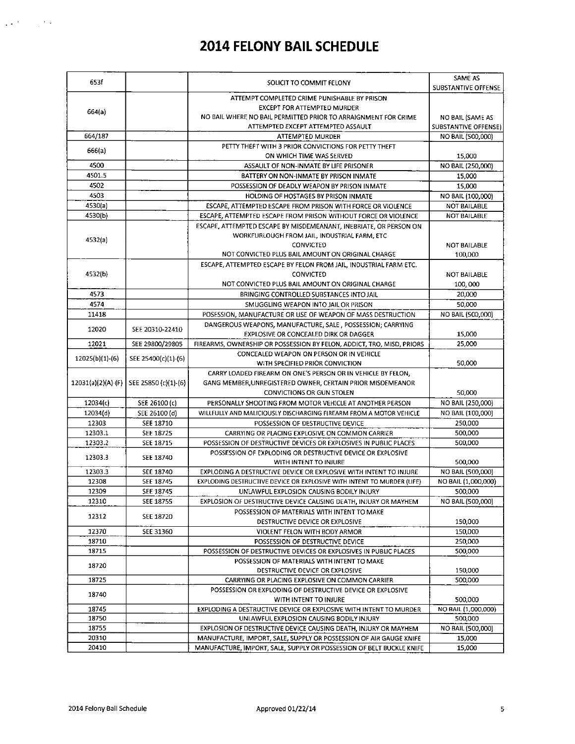# 2014 FELONY BAIL SCHEDULE

| | | | |
|---|---|---|---|
| 653f | | SOLICIT TO COMMIT FELONY | SAME AS SUBSTANTIVE OFFENSE |
| 664(a) | | ATTEMPT COMPLETED CRIME PUNISHABLE BY PRISON EXCEPT FOR ATTEMPTED MURDER NO BAIL WHERE NO BAIL PERMITTED PRIOR TO ARRAIGNMENT FOR CRIME ATTEMPTED EXCEPT ATTEMPTED ASSAULT | NO BAIL (SAME AS SUBSTANTIVE OFFENSE) |
| 664/187 | | ATTEMPTED MURDER | NO BAIL (500,000) |
| 666(a) | | PETTY THEFT WITH 3 PRIOR CONVICTIONS FOR PETTY THEFT ON WHICH TIME WAS SERVED | 15,000 |
| 4500 | | ASSAULT OF NON-INMATE BY LIFE PRISONER | NO BAIL (250,000) |
| 4501.5 | | BATTERY ON NON-INMATE BY PRISON INMATE | 15,000 |
| 4502 | | POSSESSION OF DEADLY WEAPON BY PRISON INMATE | 15,000 |
| 4503 | | HOLDING OF HOSTAGES BY PRISON INMATE | NO BAIL (100,000) |
| 4530(a) | | ESCAPE, ATTEMPTED ESCAPE FROM PRISON WITH FORCE OR VIOLENCE | NOT BAILABLE |
| 4530(b) | | ESCAPE, ATTEMPTED ESCAPE FROM PRISON WITHOUT FORCE OR VIOLENCE | NOT BAILABLE |
| 4532(a) | | ESCAPE, ATTEMPTED ESCAPE BY MISDEMEANANT, INEBRIATE, OR PERSON ON WORKFURLOUGH FROM JAIL, INDUSTRIAL FARM, ETC CONVICTED NOT CONVICTED PLUS BAIL AMOUNT ON ORIGINAL CHARGE | NOT BAILABLE 100,000 |
| 4532(b) | | ESCAPE, ATTEMPTED ESCAPE BY FELON FROM JAIL, INDUSTRIAL FARM ETC. CONVICTED NOT CONVICTED PLUS BAIL AMOUNT ON ORIGINAL CHARGE | NOT BAILABLE 100, 000 |
| 4573 | | BRINGING CONTROLLED SUBSTANCES INTO JAIL | 20,000 |
| 4574 | | SMUGGLING WEAPON INTO JAIL OR PRISON | 50,000 |
| 11418 | | POSESSION, MANUFACTURE OR USE OF WEAPON OF MASS DESTRUCTION | NO BAIL (500,000) |
| 12020 | SEE 20310-22410 | DANGEROUS WEAPONS, MANUFACTURE, SALE , POSSESSION; CARRYING EXPLOSIVE OR CONCEALED DIRK OR DAGGER | 15,000 |
| 12021 | SEE 29800/29805 | FIREARMS, OWNERSHIP OR POSSESSION BY FELON, ADDICT, TRO, MISD, PRIORS | 25,000 |
| 12025(b)(1)-(6) | SEE 25400(c)(1)-(6) | CONCEALED WEAPON ON PERSON OR IN VEHICLE WITH SPECIFIED PRIOR CONVICTION | 50,000 |
| 12031(a)(2)(A)-(F) | SEE 25850 (c)(1)-(6) | CARRY LOADED FIREARM ON ONE'S PERSON OR IN VEHICLE BY FELON, GANG MEMBER,UNREGISTERED OWNER, CERTAIN PRIOR MISDEMEANOR CONVICTIONS OR GUN STOLEN | 50,000 |
| 12034(c) | SEE 26100 (c) | PERSONALLY SHOOTING FROM MOTOR VEHICLE AT ANOTHER PERSON | NO BAIL (250,000) |
| 12034(d) | SEE 26100 (d) | WILLFULLY AND MALICIOUSLY DISCHARGING FIREARM FROM A MOTOR VEHICLE | NO BAIL (100,000) |
| 12303 | SEE 18710 | POSSESSION OF DESTRUCTIVE DEVICE | 250,000 |
| 12303.1 | SEE 18725 | CARRYING OR PLACING EXPLOSIVE ON COMMON CARRIER | 500,000 |
| 12303.2 | SEE 18715 | POSSESSION OF DESTRUCTIVE DEVICES OR EXPLOSIVES IN PUBLIC PLACES | 500,000 |
| 12303.3 | SEE 18740 | POSSESSION OF EXPLODING OR DESTRUCTIVE DEVICE OR EXPLOSIVE WITH INTENT TO INJURE | 500,000 |
| 12303.3 | SEE 18740 | EXPLODING A DESTRUCTIVE DEVICE OR EXPLOSIVE WITH INTENT TO INJURE | NO BAIL (500,000) |
| 12308 | SEE 18745 | EXPLODING DESTRUCTIVE DEVICE OR EXPLOSIVE WITH INTENT TO MURDER (LIFE) | NO BAIL (1,000,000) |
| 12309 | SEE 18745 | UNLAWFUL EXPLOSION CAUSING BODILY INJURY | 500,000 |
| 12310 | SEE 18755 | EXPLOSION OF DESTRUCTIVE DEVICE CAUSING DEATH, INJURY OR MAYHEM | NO BAIL (500,000) |
| 12312 | SEE 18720 | POSSESSION OF MATERIALS WITH INTENT TO MAKE DESTRUCTIVE DEVICE OR EXPLOSIVE | 150,000 |
| 12370 | SEE 31360 | VIOLENT FELON WITH BODY ARMOR | 150,000 |
| 18710 | | POSSESSION OF DESTRUCTIVE DEVICE | 250,000 |
| 18715 | | POSSESSION OF DESTRUCTIVE DEVICES OR EXPLOSIVES IN PUBLIC PLACES | 500,000 |
| 18720 | | POSSESSION OF MATERIALS WITH INTENT TO MAKE DESTRUCTIVE DEVICE OR EXPLOSIVE | 150,000 |
| 18725 | | CARRYING OR PLACING EXPLOSIVE ON COMMON CARRIER | 500,000 |
| 18740 | | POSSESSION OR EXPLODING OF DESTRUCTIVE DEVICE OR EXPLOSIVE WITH INTENT TO INJURE | 500,000 |
| 18745 | | EXPLODING A DESTRUCTIVE DEVICE OR EXPLOSIVE WITH INTENT TO MURDER | NO BAIL (1,000,000) |
| 18750 | | UNLAWFUL EXPLOSION CAUSING BODILY INJURY | 500,000 |
| 18755 | | EXPLOSION OF DESTRUCTIVE DEVICE CAUSING DEATH, INJURY OR MAYHEM | NO BAIL (500,000) |
| 20310 | | MANUFACTURE, IMPORT, SALE, SUPPLY OR POSSESSION OF AIR GAUGE KNIFE | 15,000 |
| 20410 | | MANUFACTURE, IMPORT, SALE, SUPPLY OR POSSESSION OF BELT BUCKLE KNIFE | 15,000 |

2014 Felony Bail Schedule Approved 01/22/14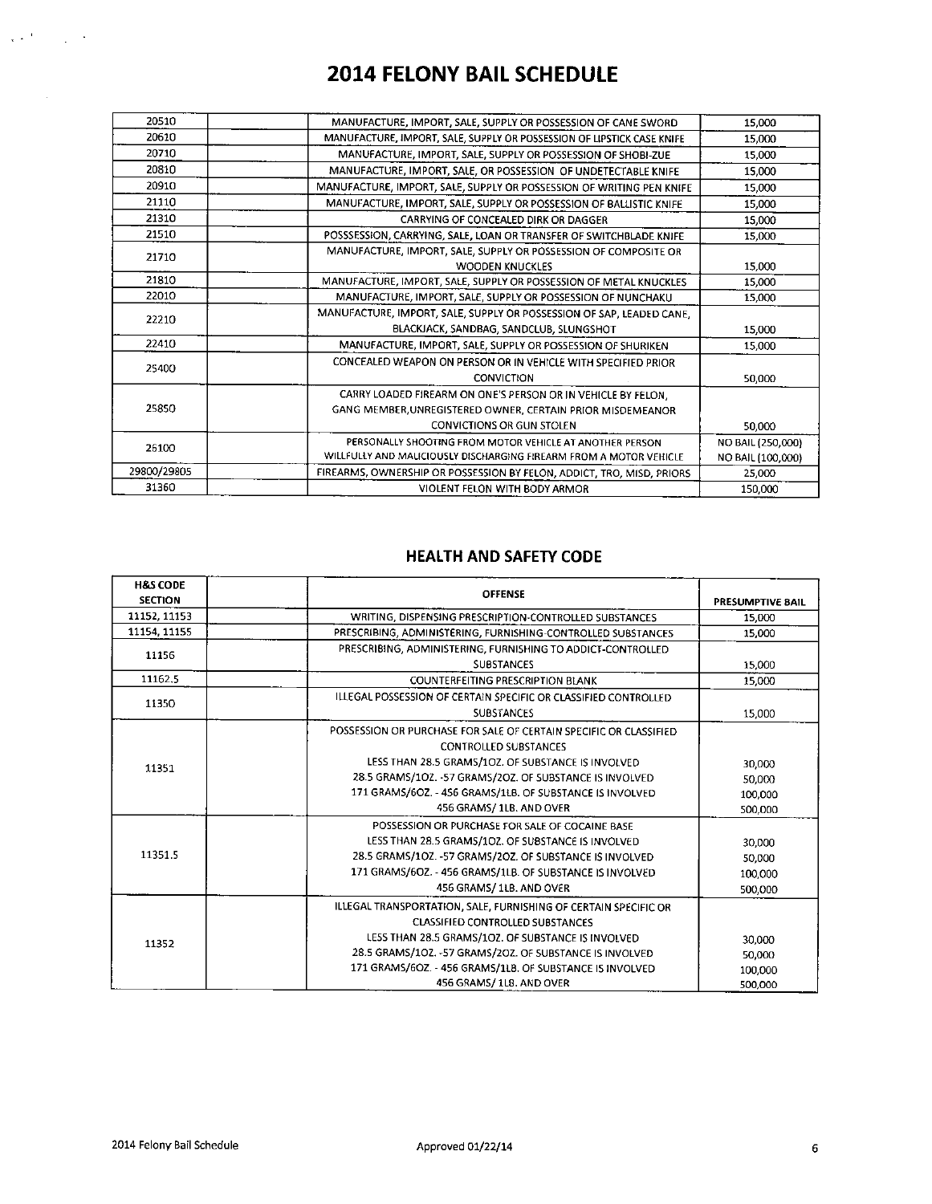# 2014 FELONY BAIL SCHEDULE

| | | | |
|---|---|---|---|
| 20510 | | MANUFACTURE, IMPORT, SALE, SUPPLY OR POSSESSION OF CANE SWORD | 15,000 |
| 20610 | | MANUFACTURE, IMPORT, SALE, SUPPLY OR POSSESSION OF LIPSTICK CASE KNIFE | 15,000 |
| 20710 | | MANUFACTURE, IMPORT, SALE, SUPPLY OR POSSESSION OF SHOBI-ZUE | 15,000 |
| 20810 | | MANUFACTURE, IMPORT, SALE, OR POSSESSION OF UNDETECTABLE KNIFE | 15,000 |
| 20910 | | MANUFACTURE, IMPORT, SALE, SUPPLY OR POSSESSION OF WRITING PEN KNIFE | 15,000 |
| 21110 | | MANUFACTURE, IMPORT, SALE, SUPPLY OR POSSESSION OF BALLISTIC KNIFE | 15,000 |
| 21310 | | CARRYING OF CONCEALED DIRK OR DAGGER | 15,000 |
| 21510 | | POSSSESSION, CARRYING, SALE, LOAN OR TRANSFER OF SWITCHBLADE KNIFE | 15,000 |
| 21710 | | MANUFACTURE, IMPORT, SALE, SUPPLY OR POSSESSION OF COMPOSITE OR WOODEN KNUCKLES | 15,000 |
| 21810 | | MANUFACTURE, IMPORT, SALE, SUPPLY OR POSSESSION OF METAL KNUCKLES | 15,000 |
| 22010 | | MANUFACTURE, IMPORT, SALE, SUPPLY OR POSSESSION OF NUNCHAKU | 15,000 |
| 22210 | | MANUFACTURE, IMPORT, SALE, SUPPLY OR POSSESSION OF SAP, LEADED CANE, BLACKJACK, SANDBAG, SANDCLUB, SLUNGSHOT | 15,000 |
| 22410 | | MANUFACTURE, IMPORT, SALE, SUPPLY OR POSSESSION OF SHURIKEN | 15,000 |
| 25400 | | CONCEALED WEAPON ON PERSON OR IN VEHICLE WITH SPECIFIED PRIOR CONVICTION | 50,000 |
| 25850 | | CARRY LOADED FIREARM ON ONE'S PERSON OR IN VEHICLE BY FELON, GANG MEMBER,UNREGISTERED OWNER, CERTAIN PRIOR MISDEMEANOR CONVICTIONS OR GUN STOLEN | 50,000 |
| 26100 | | PERSONALLY SHOOTING FROM MOTOR VEHICLE AT ANOTHER PERSON<br>WILLFULLY AND MALICIOUSLY DISCHARGING FIREARM FROM A MOTOR VEHICLE | NO BAIL (250,000)<br>NO BAIL (100,000) |
| 29800/29805 | | FIREARMS, OWNERSHIP OR POSSESSION BY FELON, ADDICT, TRO, MISD, PRIORS | 25,000 |
| 31360 | | VIOLENT FELON WITH BODY ARMOR | 150,000 |

## HEALTH AND SAFETY CODE

| H&S CODE SECTION | | OFFENSE | PRESUMPTIVE BAIL |
|---|---|---|---|
| 11152, 11153 | | WRITING, DISPENSING PRESCRIPTION-CONTROLLED SUBSTANCES | 15,000 |
| 11154, 11155 | | PRESCRIBING, ADMINISTERING, FURNISHING-CONTROLLED SUBSTANCES | 15,000 |
| 11156 | | PRESCRIBING, ADMINISTERING, FURNISHING TO ADDICT-CONTROLLED SUBSTANCES | 15,000 |
| 11162.5 | | COUNTERFEITING PRESCRIPTION BLANK | 15,000 |
| 11350 | | ILLEGAL POSSESSION OF CERTAIN SPECIFIC OR CLASSIFIED CONTROLLED SUBSTANCES | 15,000 |
| 11351 | | POSSESSION OR PURCHASE FOR SALE OF CERTAIN SPECIFIC OR CLASSIFIED CONTROLLED SUBSTANCES<br>LESS THAN 28.5 GRAMS/1OZ. OF SUBSTANCE IS INVOLVED<br>28.5 GRAMS/1OZ. -57 GRAMS/2OZ. OF SUBSTANCE IS INVOLVED<br>171 GRAMS/6OZ. - 456 GRAMS/1LB. OF SUBSTANCE IS INVOLVED<br>456 GRAMS/ 1LB. AND OVER | <br><br>30,000<br>50,000<br>100,000<br>500,000 |
| 11351.5 | | POSSESSION OR PURCHASE FOR SALE OF COCAINE BASE<br>LESS THAN 28.5 GRAMS/1OZ. OF SUBSTANCE IS INVOLVED<br>28.5 GRAMS/1OZ. -57 GRAMS/2OZ. OF SUBSTANCE IS INVOLVED<br>171 GRAMS/6OZ. - 456 GRAMS/1LB. OF SUBSTANCE IS INVOLVED<br>456 GRAMS/ 1LB. AND OVER | <br>30,000<br>50,000<br>100,000<br>500,000 |
| 11352 | | ILLEGAL TRANSPORTATION, SALE, FURNISHING OF CERTAIN SPECIFIC OR CLASSIFIED CONTROLLED SUBSTANCES<br>LESS THAN 28.5 GRAMS/1OZ. OF SUBSTANCE IS INVOLVED<br>28.5 GRAMS/1OZ. -57 GRAMS/2OZ. OF SUBSTANCE IS INVOLVED<br>171 GRAMS/6OZ. - 456 GRAMS/1LB. OF SUBSTANCE IS INVOLVED<br>456 GRAMS/ 1LB. AND OVER | <br><br>30,000<br>50,000<br>100,000<br>500,000 |

2014 Felony Bail Schedule — Approved 01/22/14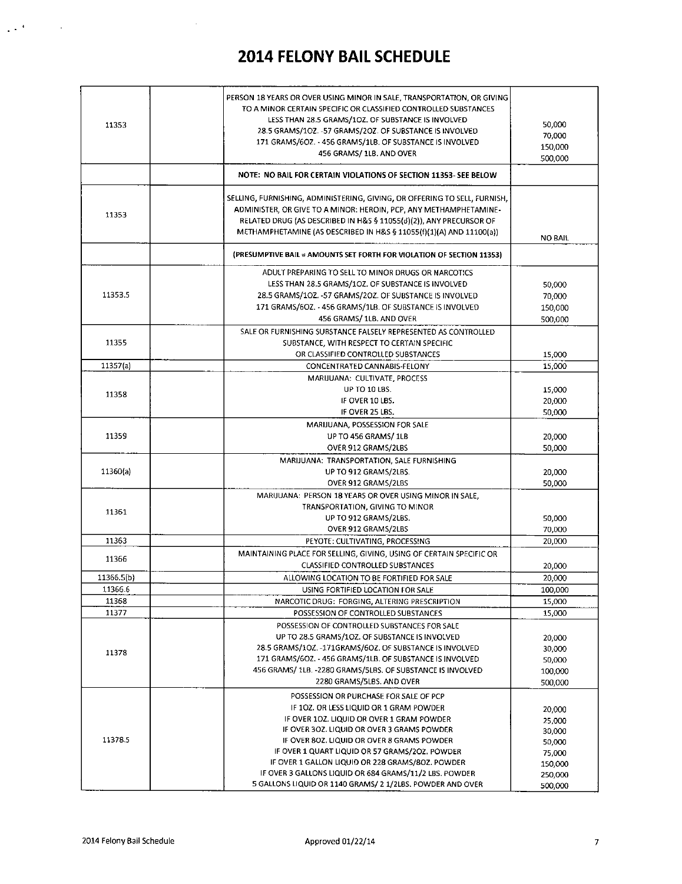# 2014 FELONY BAIL SCHEDULE

| | | | |
|---|---|---|---|
| 11353 | | PERSON 18 YEARS OR OVER USING MINOR IN SALE, TRANSPORTATION, OR GIVING TO A MINOR CERTAIN SPECIFIC OR CLASSIFIED CONTROLLED SUBSTANCES<br>LESS THAN 28.5 GRAMS/1OZ. OF SUBSTANCE IS INVOLVED<br>28.5 GRAMS/1OZ. -57 GRAMS/2OZ. OF SUBSTANCE IS INVOLVED<br>171 GRAMS/6OZ. - 456 GRAMS/1LB. OF SUBSTANCE IS INVOLVED<br>456 GRAMS/ 1LB. AND OVER | 50,000<br>70,000<br>150,000<br>500,000 |
| | | **NOTE: NO BAIL FOR CERTAIN VIOLATIONS OF SECTION 11353- SEE BELOW** | |
| 11353 | | SELLING, FURNISHING, ADMINISTERING, GIVING, OR OFFERING TO SELL, FURNISH, ADMINISTER, OR GIVE TO A MINOR: HEROIN, PCP, ANY METHAMPHETAMINE-RELATED DRUG (AS DESCRIBED IN H&S § 11055(d)(2)), ANY PRECURSOR OF METHAMPHETAMINE (AS DESCRIBED IN H&S § 11055(f)(1)(A) AND 11100(a)) | NO BAIL |
| | | **(PRESUMPTIVE BAIL = AMOUNTS SET FORTH FOR VIOLATION OF SECTION 11353)** | |
| 11353.5 | | ADULT PREPARING TO SELL TO MINOR DRUGS OR NARCOTICS<br>LESS THAN 28.5 GRAMS/1OZ. OF SUBSTANCE IS INVOLVED<br>28.5 GRAMS/1OZ. -57 GRAMS/2OZ. OF SUBSTANCE IS INVOLVED<br>171 GRAMS/6OZ. - 456 GRAMS/1LB. OF SUBSTANCE IS INVOLVED<br>456 GRAMS/ 1LB. AND OVER | 50,000<br>70,000<br>150,000<br>500,000 |
| 11355 | | SALE OR FURNISHING SUBSTANCE FALSELY REPRESENTED AS CONTROLLED SUBSTANCE, WITH RESPECT TO CERTAIN SPECIFIC OR CLASSIFIED CONTROLLED SUBSTANCES | 15,000 |
| 11357(a) | | CONCENTRATED CANNABIS-FELONY | 15,000 |
| 11358 | | MARIJUANA: CULTIVATE, PROCESS<br>UP TO 10 LBS.<br>IF OVER 10 LBS.<br>IF OVER 25 LBS. | 15,000<br>20,000<br>50,000 |
| 11359 | | MARIJUANA, POSSESSION FOR SALE<br>UP TO 456 GRAMS/ 1LB<br>OVER 912 GRAMS/2LBS | 20,000<br>50,000 |
| 11360(a) | | MARIJUANA: TRANSPORTATION, SALE FURNISHING<br>UP TO 912 GRAMS/2LBS.<br>OVER 912 GRAMS/2LBS | 20,000<br>50,000 |
| 11361 | | MARIJUANA: PERSON 18 YEARS OR OVER USING MINOR IN SALE, TRANSPORTATION, GIVING TO MINOR<br>UP TO 912 GRAMS/2LBS.<br>OVER 912 GRAMS/2LBS | 50,000<br>70,000 |
| 11363 | | PEYOTE: CULTIVATING, PROCESSING | 20,000 |
| 11366 | | MAINTAINING PLACE FOR SELLING, GIVING, USING OF CERTAIN SPECIFIC OR CLASSIFIED CONTROLLED SUBSTANCES | 20,000 |
| 11366.5(b) | | ALLOWING LOCATION TO BE FORTIFIED FOR SALE | 20,000 |
| 11366.6 | | USING FORTIFIED LOCATION FOR SALE | 100,000 |
| 11368 | | NARCOTIC DRUG: FORGING, ALTERING PRESCRIPTION | 15,000 |
| 11377 | | POSSESSION OF CONTROLLED SUBSTANCES | 15,000 |
| 11378 | | POSSESSION OF CONTROLLED SUBSTANCES FOR SALE<br>UP TO 28.5 GRAMS/1OZ. OF SUBSTANCE IS INVOLVED<br>28.5 GRAMS/1OZ. -171GRAMS/6OZ. OF SUBSTANCE IS INVOLVED<br>171 GRAMS/6OZ. - 456 GRAMS/1LB. OF SUBSTANCE IS INVOLVED<br>456 GRAMS/ 1LB. -2280 GRAMS/5LBS. OF SUBSTANCE IS INVOLVED<br>2280 GRAMS/5LBS. AND OVER | 20,000<br>30,000<br>50,000<br>100,000<br>500,000 |
| 11378.5 | | POSSESSION OR PURCHASE FOR SALE OF PCP<br>IF 1OZ. OR LESS LIQUID OR 1 GRAM POWDER<br>IF OVER 1OZ. LIQUID OR OVER 1 GRAM POWDER<br>IF OVER 3OZ. LIQUID OR OVER 3 GRAMS POWDER<br>IF OVER 8OZ. LIQUID OR OVER 8 GRAMS POWDER<br>IF OVER 1 QUART LIQUID OR 57 GRAMS/2OZ. POWDER<br>IF OVER 1 GALLON LIQUID OR 228 GRAMS/8OZ. POWDER<br>IF OVER 3 GALLONS LIQUID OR 684 GRAMS/11/2 LBS. POWDER<br>5 GALLONS LIQUID OR 1140 GRAMS/ 2 1/2LBS. POWDER AND OVER | 20,000<br>25,000<br>30,000<br>50,000<br>75,000<br>150,000<br>250,000<br>500,000 |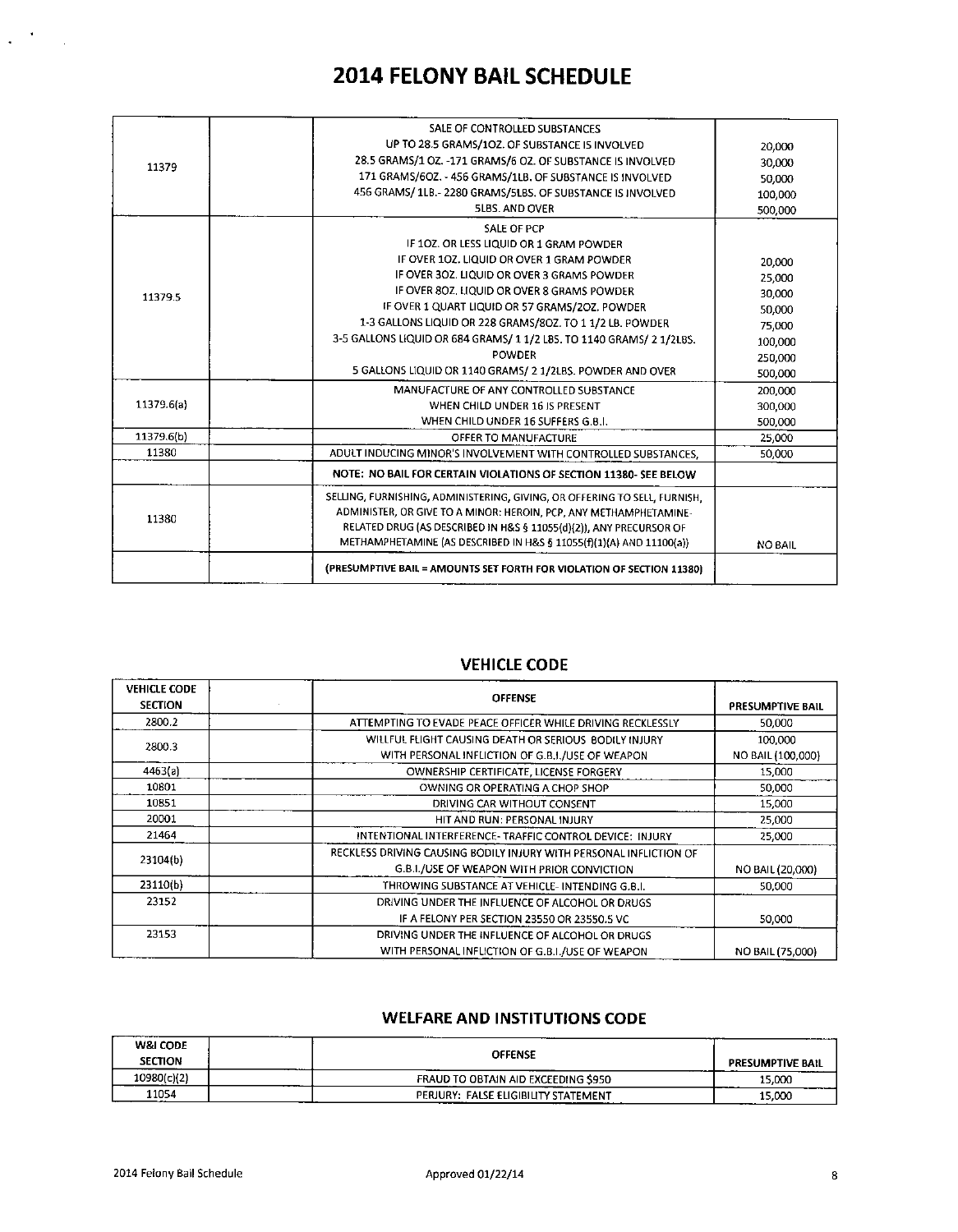# 2014 FELONY BAIL SCHEDULE

| | | | |
|---|---|---|---|
| 11379 | | SALE OF CONTROLLED SUBSTANCES<br>UP TO 28.5 GRAMS/1OZ. OF SUBSTANCE IS INVOLVED<br>28.5 GRAMS/1 OZ. -171 GRAMS/6 OZ. OF SUBSTANCE IS INVOLVED<br>171 GRAMS/6OZ. - 456 GRAMS/1LB. OF SUBSTANCE IS INVOLVED<br>456 GRAMS/ 1LB.- 2280 GRAMS/5LBS. OF SUBSTANCE IS INVOLVED<br>5LBS. AND OVER | <br>20,000<br>30,000<br>50,000<br>100,000<br>500,000 |
| 11379.5 | | SALE OF PCP<br>IF 1OZ. OR LESS LIQUID OR 1 GRAM POWDER<br>IF OVER 1OZ. LIQUID OR OVER 1 GRAM POWDER<br>IF OVER 3OZ. LIQUID OR OVER 3 GRAMS POWDER<br>IF OVER 8OZ. LIQUID OR OVER 8 GRAMS POWDER<br>IF OVER 1 QUART LIQUID OR 57 GRAMS/2OZ. POWDER<br>1-3 GALLONS LIQUID OR 228 GRAMS/8OZ. TO 1 1/2 LB. POWDER<br>3-5 GALLONS LIQUID OR 684 GRAMS/ 1 1/2 LBS. TO 1140 GRAMS/ 2 1/2LBS. POWDER<br>5 GALLONS LIQUID OR 1140 GRAMS/ 2 1/2LBS. POWDER AND OVER | <br><br>20,000<br>25,000<br>30,000<br>50,000<br>75,000<br>100,000<br>250,000<br>500,000 |
| 11379.6(a) | | MANUFACTURE OF ANY CONTROLLED SUBSTANCE<br>WHEN CHILD UNDER 16 IS PRESENT<br>WHEN CHILD UNDER 16 SUFFERS G.B.I. | 200,000<br>300,000<br>500,000 |
| 11379.6(b) | | OFFER TO MANUFACTURE | 25,000 |
| 11380 | | ADULT INDUCING MINOR'S INVOLVEMENT WITH CONTROLLED SUBSTANCES, | 50,000 |
| | | **NOTE: NO BAIL FOR CERTAIN VIOLATIONS OF SECTION 11380- SEE BELOW** | |
| 11380 | | SELLING, FURNISHING, ADMINISTERING, GIVING, OR OFFERING TO SELL, FURNISH, ADMINISTER, OR GIVE TO A MINOR: HEROIN, PCP, ANY METHAMPHETAMINE-RELATED DRUG (AS DESCRIBED IN H&S § 11055(d)(2)), ANY PRECURSOR OF METHAMPHETAMINE (AS DESCRIBED IN H&S § 11055(f)(1)(A) AND 11100(a)) | NO BAIL |
| | | **(PRESUMPTIVE BAIL = AMOUNTS SET FORTH FOR VIOLATION OF SECTION 11380)** | |

## VEHICLE CODE

| VEHICLE CODE SECTION | | OFFENSE | PRESUMPTIVE BAIL |
|---|---|---|---|
| 2800.2 | | ATTEMPTING TO EVADE PEACE OFFICER WHILE DRIVING RECKLESSLY | 50,000 |
| 2800.3 | | WILLFUL FLIGHT CAUSING DEATH OR SERIOUS BODILY INJURY<br>WITH PERSONAL INFLICTION OF G.B.I./USE OF WEAPON | 100,000<br>NO BAIL (100,000) |
| 4463(a) | | OWNERSHIP CERTIFICATE, LICENSE FORGERY | 15,000 |
| 10801 | | OWNING OR OPERATING A CHOP SHOP | 50,000 |
| 10851 | | DRIVING CAR WITHOUT CONSENT | 15,000 |
| 20001 | | HIT AND RUN: PERSONAL INJURY | 25,000 |
| 21464 | | INTENTIONAL INTERFERENCE- TRAFFIC CONTROL DEVICE: INJURY | 25,000 |
| 23104(b) | | RECKLESS DRIVING CAUSING BODILY INJURY WITH PERSONAL INFLICTION OF G.B.I./USE OF WEAPON WITH PRIOR CONVICTION | NO BAIL (20,000) |
| 23110(b) | | THROWING SUBSTANCE AT VEHICLE- INTENDING G.B.I. | 50,000 |
| 23152 | | DRIVING UNDER THE INFLUENCE OF ALCOHOL OR DRUGS<br>IF A FELONY PER SECTION 23550 OR 23550.5 VC | 50,000 |
| 23153 | | DRIVING UNDER THE INFLUENCE OF ALCOHOL OR DRUGS<br>WITH PERSONAL INFLICTION OF G.B.I./USE OF WEAPON | NO BAIL (75,000) |

## WELFARE AND INSTITUTIONS CODE

| W&I CODE SECTION | | OFFENSE | PRESUMPTIVE BAIL |
|---|---|---|---|
| 10980(c)(2) | | FRAUD TO OBTAIN AID EXCEEDING $950 | 15,000 |
| 11054 | | PERJURY: FALSE ELIGIBILITY STATEMENT | 15,000 |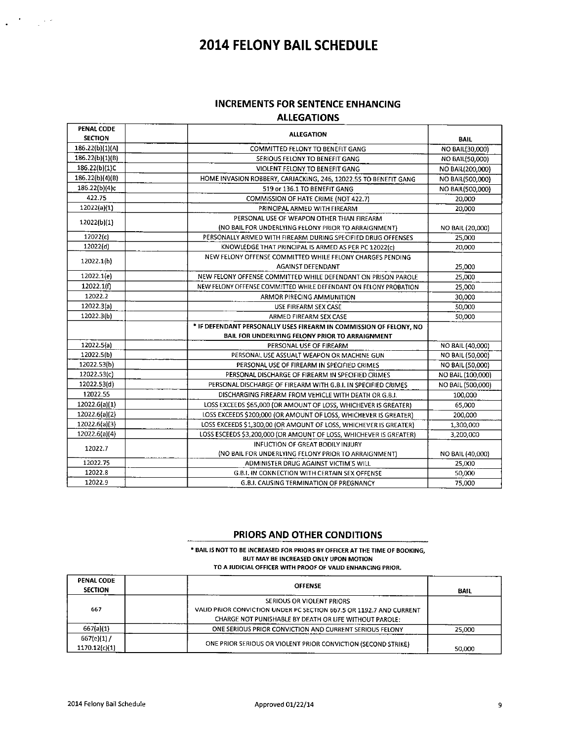# 2014 FELONY BAIL SCHEDULE

## INCREMENTS FOR SENTENCE ENHANCING ALLEGATIONS

| PENAL CODE SECTION | | ALLEGATION | BAIL |
|---|---|---|---|
| 186.22(b)(1)(A) | | COMMITTED FELONY TO BENEFIT GANG | NO BAIL(30,000) |
| 186.22(b)(1)(B) | | SERIOUS FELONY TO BENEFIT GANG | NO BAIL(50,000) |
| 186.22(b)(1)C | | VIOLENT FELONY TO BENEFIT GANG | NO BAIL(200,000) |
| 186.22(b)(4)(B) | | HOME INVASION ROBBERY, CARJACKING, 246, 12022.55 TO BENEFIT GANG | NO BAIL(500,000) |
| 186.22(b)(4)c | | 519 or 136.1 TO BENEFIT GANG | NO BAIL(500,000) |
| 422.75 | | COMMISSION OF HATE CRIME (NOT 422.7) | 20,000 |
| 12022(a)(1) | | PRINCIPAL ARMED WITH FIREARM | 20,000 |
| 12022(b)(1) | | PERSONAL USE OF WEAPON OTHER THAN FIREARM (NO BAIL FOR UNDERLYING FELONY PRIOR TO ARRAIGNMENT) | NO BAIL (20,000) |
| 12022(c) | | PERSONALLY ARMED WITH FIREARM DURING SPECIFIED DRUG OFFENSES | 25,000 |
| 12022(d) | | KNOWLEDGE THAT PRINCIPAL IS ARMED AS PER PC 12022(c) | 20,000 |
| 12022.1(b) | | NEW FELONY OFFENSE COMMITTED WHILE FELONY CHARGES PENDING AGAINST DEFENDANT | 25,000 |
| 12022.1(e) | | NEW FELONY OFFENSE COMMITTED WHILE DEFENDANT ON PRISON PAROLE | 25,000 |
| 12022.1(f) | | NEW FELONY OFFENSE COMMITTED WHILE DEFENDANT ON FELONY PROBATION | 25,000 |
| 12022.2 | | ARMOR PIRECING AMMUNITION | 30,000 |
| 12022.3(a) | | USE FIREARM SEX CASE | 50,000 |
| 12022.3(b) | | ARMED FIREARM SEX CASE | 50,000 |
| | | * IF DEFENDANT PERSONALLY USES FIREARM IN COMMISSION OF FELONY, NO BAIL FOR UNDERLYING FELONY PRIOR TO ARRAIGNMENT | |
| 12022.5(a) | | PERSONAL USE OF FIREARM | NO BAIL (40,000) |
| 12022.5(b) | | PERSONAL USE ASSUALT WEAPON OR MACHINE GUN | NO BAIL (50,000) |
| 12022.53(b) | | PERSONAL USE OF FIREARM IN SPECIFIED CRIMES | NO BAIL (50,000) |
| 12022.53(c) | | PERSONAL DISCHARGE OF FIREARM IN SPECIFIED CRIMES | NO BAIL (100,000) |
| 12022.53(d) | | PERSONAL DISCHARGE OF FIREARM WITH G.B.I. IN SPECIFIED CRIMES | NO BAIL (500,000) |
| 12022.55 | | DISCHARGING FIREARM FROM VEHICLE WITH DEATH OR G.B.I. | 100,000 |
| 12022.6(a)(1) | | LOSS EXCEEDS $65,000 (OR AMOUNT OF LOSS, WHICHEVER IS GREATER) | 65,000 |
| 12022.6(a)(2) | | LOSS EXCEEDS $200,000 (OR AMOUNT OF LOSS, WHICHEVER IS GREATER) | 200,000 |
| 12022.6(a)(3) | | LOSS EXCEEDS $1,300,00 (OR AMOUNT OF LOSS, WHICHEVER IS GREATER) | 1,300,000 |
| 12022.6(a)(4) | | LOSS ESCEEDS $3,200,000 (OR AMOUNT OF LOSS, WHICHEVER IS GREATER) | 3,200,000 |
| 12022.7 | | INFLICTION OF GREAT BODILY INJURY (NO BAIL FOR UNDERLYING FELONY PRIOR TO ARRAIGNMENT) | NO BAIL (40,000) |
| 12022.75 | | ADMINISTER DRUG AGAINST VICTIM'S WILL | 25,000 |
| 12022.8 | | G.B.I. IN CONNECTION WITH CERTAIN SEX OFFENSE | 50,000 |
| 12022.9 | | G.B.I. CAUSING TERMINATION OF PREGNANCY | 75,000 |

## PRIORS AND OTHER CONDITIONS

* BAIL IS NOT TO BE INCREASED FOR PRIORS BY OFFICER AT THE TIME OF BOOKING, BUT MAY BE INCREASED ONLY UPON MOTION TO A JUDICIAL OFFICER WITH PROOF OF VALID ENHANCING PRIOR.

| PENAL CODE SECTION | | OFFENSE | BAIL |
|---|---|---|---|
| 667 | | SERIOUS OR VIOLENT PRIORS VALID PRIOR CONVICTION UNDER PC SECTION 667.5 OR 1192.7 AND CURRENT CHARGE NOT PUNISHABLE BY DEATH OR LIFE WITHOUT PAROLE: | |
| 667(a)(1) | | ONE SERIOUS PRIOR CONVICTION AND CURRENT SERIOUS FELONY | 25,000 |
| 667(e)(1) / 1170.12(c)(1) | | ONE PRIOR SERIOUS OR VIOLENT PRIOR CONVICTION (SECOND STRIKE) | 50,000 |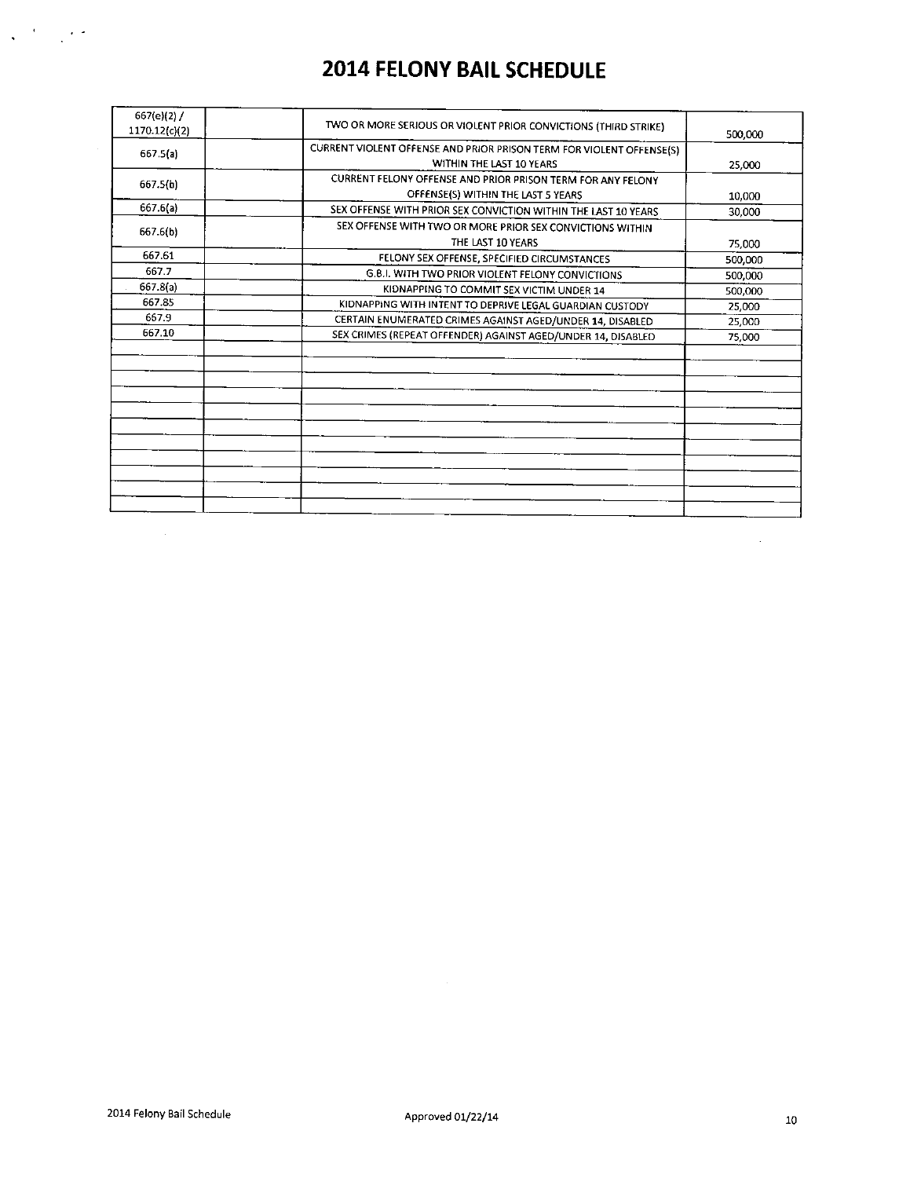# 2014 FELONY BAIL SCHEDULE

| | | | |
|---|---|---|---|
| 667(e)(2) / 1170.12(c)(2) | | TWO OR MORE SERIOUS OR VIOLENT PRIOR CONVICTIONS (THIRD STRIKE) | 500,000 |
| 667.5(a) | | CURRENT VIOLENT OFFENSE AND PRIOR PRISON TERM FOR VIOLENT OFFENSE(S) WITHIN THE LAST 10 YEARS | 25,000 |
| 667.5(b) | | CURRENT FELONY OFFENSE AND PRIOR PRISON TERM FOR ANY FELONY OFFENSE(S) WITHIN THE LAST 5 YEARS | 10,000 |
| 667.6(a) | | SEX OFFENSE WITH PRIOR SEX CONVICTION WITHIN THE LAST 10 YEARS | 30,000 |
| 667.6(b) | | SEX OFFENSE WITH TWO OR MORE PRIOR SEX CONVICTIONS WITHIN THE LAST 10 YEARS | 75,000 |
| 667.61 | | FELONY SEX OFFENSE, SPECIFIED CIRCUMSTANCES | 500,000 |
| 667.7 | | G.B.I. WITH TWO PRIOR VIOLENT FELONY CONVICTIONS | 500,000 |
| 667.8(a) | | KIDNAPPING TO COMMIT SEX VICTIM UNDER 14 | 500,000 |
| 667.85 | | KIDNAPPING WITH INTENT TO DEPRIVE LEGAL GUARDIAN CUSTODY | 25,000 |
| 667.9 | | CERTAIN ENUMERATED CRIMES AGAINST AGED/UNDER 14, DISABLED | 25,000 |
| 667.10 | | SEX CRIMES (REPEAT OFFENDER) AGAINST AGED/UNDER 14, DISABLED | 75,000 |
| | | | |
| | | | |
| | | | |
| | | | |
| | | | |
| | | | |
| | | | |
| | | | |
| | | | |
| | | | |
| | | | |

2014 Felony Bail Schedule — Approved 01/22/14